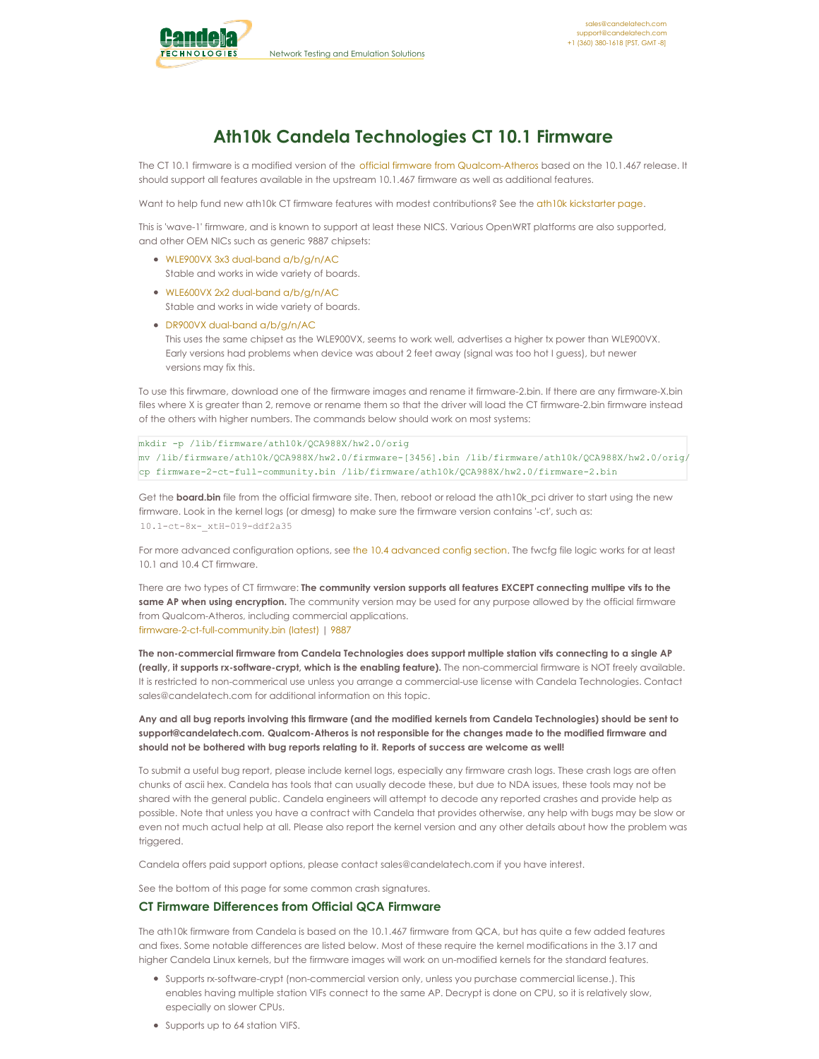sales@candelatech.com
support@candelatech.com
+1 (360) 380-1618 [PST, GMT -8]

Network Testing and Emulation Solutions

# Ath10k Candela Technologies CT 10.1 Firmware

The CT 10.1 firmware is a modified version of the official firmware from Qualcom-Atheros based on the 10.1.467 release. It should support all features available in the upstream 10.1.467 firmware as well as additional features.

Want to help fund new ath10k CT firmware features with modest contributions? See the ath10k kickstarter page.

This is 'wave-1' firmware, and is known to support at least these NICS. Various OpenWRT platforms are also supported, and other OEM NICs such as generic 9887 chipsets:

- WLE900VX 3x3 dual-band a/b/g/n/AC
  Stable and works in wide variety of boards.
- WLE600VX 2x2 dual-band a/b/g/n/AC
  Stable and works in wide variety of boards.
- DR900VX dual-band a/b/g/n/AC
  This uses the same chipset as the WLE900VX, seems to work well, advertises a higher tx power than WLE900VX. Early versions had problems when device was about 2 feet away (signal was too hot I guess), but newer versions may fix this.

To use this firwmare, download one of the firmware images and rename it firmware-2.bin. If there are any firmware-X.bin files where X is greater than 2, remove or rename them so that the driver will load the CT firmware-2.bin firmware instead of the others with higher numbers. The commands below should work on most systems:

```
mkdir -p /lib/firmware/ath10k/QCA988X/hw2.0/orig
mv /lib/firmware/ath10k/QCA988X/hw2.0/firmware-[3456].bin /lib/firmware/ath10k/QCA988X/hw2.0/orig/
cp firmware-2-ct-full-community.bin /lib/firmware/ath10k/QCA988X/hw2.0/firmware-2.bin
```

Get the **board.bin** file from the official firmware site. Then, reboot or reload the ath10k_pci driver to start using the new firmware. Look in the kernel logs (or dmesg) to make sure the firmware version contains '-ct', such as:
`10.1-ct-8x-_xtH-019-ddf2a35`

For more advanced configuration options, see the 10.4 advanced config section. The fwcfg file logic works for at least 10.1 and 10.4 CT firmware.

There are two types of CT firmware: **The community version supports all features EXCEPT connecting multipe vifs to the same AP when using encryption.** The community version may be used for any purpose allowed by the official firmware from Qualcom-Atheros, including commercial applications.
firmware-2-ct-full-community.bin (latest) | 9887

**The non-commercial firmware from Candela Technologies does support multiple station vifs connecting to a single AP (really, it supports rx-software-crypt, which is the enabling feature).** The non-commercial firmware is NOT freely available. It is restricted to non-commerical use unless you arrange a commercial-use license with Candela Technologies. Contact sales@candelatech.com for additional information on this topic.

**Any and all bug reports involving this firmware (and the modified kernels from Candela Technologies) should be sent to support@candelatech.com. Qualcom-Atheros is not responsible for the changes made to the modified firmware and should not be bothered with bug reports relating to it. Reports of success are welcome as well!**

To submit a useful bug report, please include kernel logs, especially any firmware crash logs. These crash logs are often chunks of ascii hex. Candela has tools that can usually decode these, but due to NDA issues, these tools may not be shared with the general public. Candela engineers will attempt to decode any reported crashes and provide help as possible. Note that unless you have a contract with Candela that provides otherwise, any help with bugs may be slow or even not much actual help at all. Please also report the kernel version and any other details about how the problem was triggered.

Candela offers paid support options, please contact sales@candelatech.com if you have interest.

See the bottom of this page for some common crash signatures.

### CT Firmware Differences from Official QCA Firmware

The ath10k firmware from Candela is based on the 10.1.467 firmware from QCA, but has quite a few added features and fixes. Some notable differences are listed below. Most of these require the kernel modifications in the 3.17 and higher Candela Linux kernels, but the firmware images will work on un-modified kernels for the standard features.

- Supports rx-software-crypt (non-commercial version only, unless you purchase commercial license.). This enables having multiple station VIFs connect to the same AP. Decrypt is done on CPU, so it is relatively slow, especially on slower CPUs.
- Supports up to 64 station VIFS.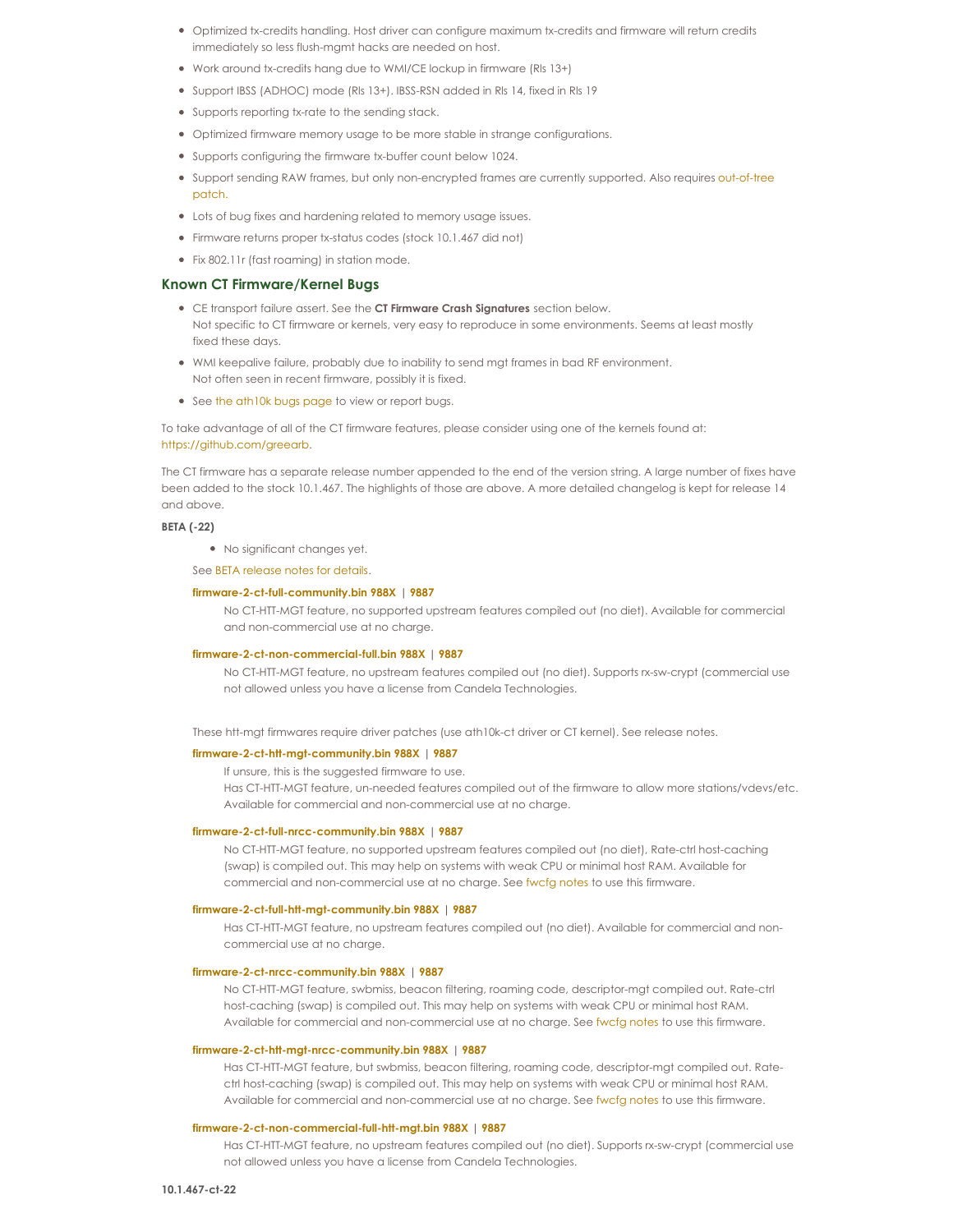- Optimized tx-credits handling. Host driver can configure maximum tx-credits and firmware will return credits immediately so less flush-mgmt hacks are needed on host.
- Work around tx-credits hang due to WMI/CE lockup in firmware (Rls 13+)
- Support IBSS (ADHOC) mode (Rls 13+). IBSS-RSN added in Rls 14, fixed in Rls 19
- Supports reporting tx-rate to the sending stack.
- Optimized firmware memory usage to be more stable in strange configurations.
- Supports configuring the firmware tx-buffer count below 1024.
- Support sending RAW frames, but only non-encrypted frames are currently supported. Also requires out-of-tree patch.
- Lots of bug fixes and hardening related to memory usage issues.
- Firmware returns proper tx-status codes (stock 10.1.467 did not)
- Fix 802.11r (fast roaming) in station mode.

### Known CT Firmware/Kernel Bugs

- CE transport failure assert. See the **CT Firmware Crash Signatures** section below.
  Not specific to CT firmware or kernels, very easy to reproduce in some environments. Seems at least mostly fixed these days.
- WMI keepalive failure, probably due to inability to send mgt frames in bad RF environment.
  Not often seen in recent firmware, possibly it is fixed.
- See the ath10k bugs page to view or report bugs.

To take advantage of all of the CT firmware features, please consider using one of the kernels found at: https://github.com/greearb.

The CT firmware has a separate release number appended to the end of the version string. A large number of fixes have been added to the stock 10.1.467. The highlights of those are above. A more detailed changelog is kept for release 14 and above.

**BETA (-22)**

- No significant changes yet.

See BETA release notes for details.

**firmware-2-ct-full-community.bin 988X | 9887**

No CT-HTT-MGT feature, no supported upstream features compiled out (no diet). Available for commercial and non-commercial use at no charge.

**firmware-2-ct-non-commercial-full.bin 988X | 9887**

No CT-HTT-MGT feature, no upstream features compiled out (no diet). Supports rx-sw-crypt (commercial use not allowed unless you have a license from Candela Technologies.

These htt-mgt firmwares require driver patches (use ath10k-ct driver or CT kernel). See release notes.

**firmware-2-ct-htt-mgt-community.bin 988X | 9887**

If unsure, this is the suggested firmware to use.
Has CT-HTT-MGT feature, un-needed features compiled out of the firmware to allow more stations/vdevs/etc. Available for commercial and non-commercial use at no charge.

**firmware-2-ct-full-nrcc-community.bin 988X | 9887**

No CT-HTT-MGT feature, no supported upstream features compiled out (no diet), Rate-ctrl host-caching (swap) is compiled out. This may help on systems with weak CPU or minimal host RAM. Available for commercial and non-commercial use at no charge. See fwcfg notes to use this firmware.

**firmware-2-ct-full-htt-mgt-community.bin 988X | 9887**

Has CT-HTT-MGT feature, no upstream features compiled out (no diet). Available for commercial and non-commercial use at no charge.

**firmware-2-ct-nrcc-community.bin 988X | 9887**

No CT-HTT-MGT feature, swbmiss, beacon filtering, roaming code, descriptor-mgt compiled out. Rate-ctrl host-caching (swap) is compiled out. This may help on systems with weak CPU or minimal host RAM. Available for commercial and non-commercial use at no charge. See fwcfg notes to use this firmware.

**firmware-2-ct-htt-mgt-nrcc-community.bin 988X | 9887**

Has CT-HTT-MGT feature, but swbmiss, beacon filtering, roaming code, descriptor-mgt compiled out. Rate-ctrl host-caching (swap) is compiled out. This may help on systems with weak CPU or minimal host RAM. Available for commercial and non-commercial use at no charge. See fwcfg notes to use this firmware.

**firmware-2-ct-non-commercial-full-htt-mgt.bin 988X | 9887**

Has CT-HTT-MGT feature, no upstream features compiled out (no diet). Supports rx-sw-crypt (commercial use not allowed unless you have a license from Candela Technologies.

**10.1.467-ct-22**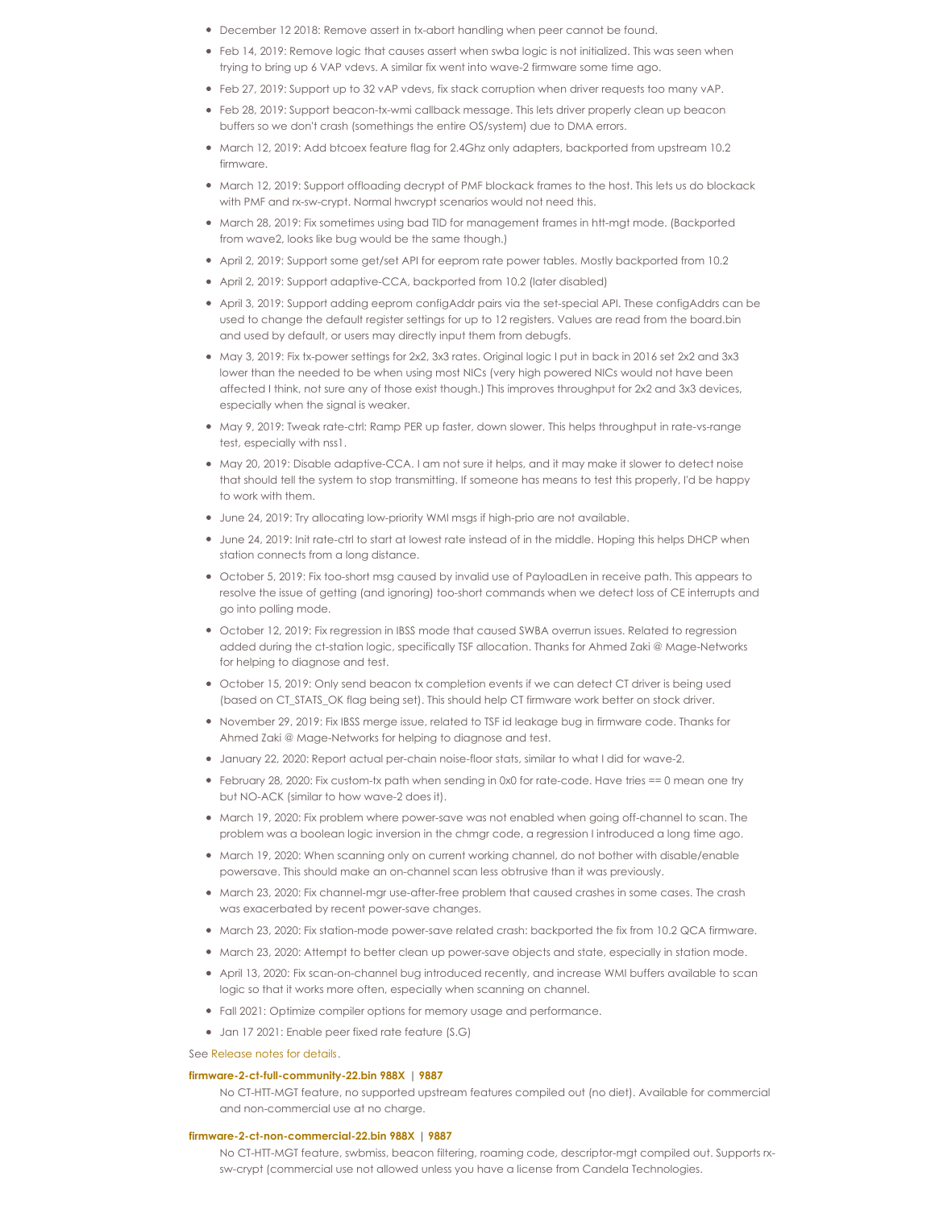- December 12 2018: Remove assert in tx-abort handling when peer cannot be found.
- Feb 14, 2019: Remove logic that causes assert when swba logic is not initialized. This was seen when trying to bring up 6 VAP vdevs. A similar fix went into wave-2 firmware some time ago.
- Feb 27, 2019: Support up to 32 vAP vdevs, fix stack corruption when driver requests too many vAP.
- Feb 28, 2019: Support beacon-tx-wmi callback message. This lets driver properly clean up beacon buffers so we don't crash (somethings the entire OS/system) due to DMA errors.
- March 12, 2019: Add btcoex feature flag for 2.4Ghz only adapters, backported from upstream 10.2 firmware.
- March 12, 2019: Support offloading decrypt of PMF blockack frames to the host. This lets us do blockack with PMF and rx-sw-crypt. Normal hwcrypt scenarios would not need this.
- March 28, 2019: Fix sometimes using bad TID for management frames in htt-mgt mode. (Backported from wave2, looks like bug would be the same though.)
- April 2, 2019: Support some get/set API for eeprom rate power tables. Mostly backported from 10.2
- April 2, 2019: Support adaptive-CCA, backported from 10.2 (later disabled)
- April 3, 2019: Support adding eeprom configAddr pairs via the set-special API. These configAddrs can be used to change the default register settings for up to 12 registers. Values are read from the board.bin and used by default, or users may directly input them from debugfs.
- May 3, 2019: Fix tx-power settings for 2x2, 3x3 rates. Original logic I put in back in 2016 set 2x2 and 3x3 lower than the needed to be when using most NICs (very high powered NICs would not have been affected I think, not sure any of those exist though.) This improves throughput for 2x2 and 3x3 devices, especially when the signal is weaker.
- May 9, 2019: Tweak rate-ctrl: Ramp PER up faster, down slower. This helps throughput in rate-vs-range test, especially with nss1.
- May 20, 2019: Disable adaptive-CCA. I am not sure it helps, and it may make it slower to detect noise that should tell the system to stop transmitting. If someone has means to test this properly, I'd be happy to work with them.
- June 24, 2019: Try allocating low-priority WMI msgs if high-prio are not available.
- June 24, 2019: Init rate-ctrl to start at lowest rate instead of in the middle. Hoping this helps DHCP when station connects from a long distance.
- October 5, 2019: Fix too-short msg caused by invalid use of PayloadLen in receive path. This appears to resolve the issue of getting (and ignoring) too-short commands when we detect loss of CE interrupts and go into polling mode.
- October 12, 2019: Fix regression in IBSS mode that caused SWBA overrun issues. Related to regression added during the ct-station logic, specifically TSF allocation. Thanks for Ahmed Zaki @ Mage-Networks for helping to diagnose and test.
- October 15, 2019: Only send beacon tx completion events if we can detect CT driver is being used (based on CT_STATS_OK flag being set). This should help CT firmware work better on stock driver.
- November 29, 2019: Fix IBSS merge issue, related to TSF id leakage bug in firmware code. Thanks for Ahmed Zaki @ Mage-Networks for helping to diagnose and test.
- January 22, 2020: Report actual per-chain noise-floor stats, similar to what I did for wave-2.
- February 28, 2020: Fix custom-tx path when sending in 0x0 for rate-code. Have tries == 0 mean one try but NO-ACK (similar to how wave-2 does it).
- March 19, 2020: Fix problem where power-save was not enabled when going off-channel to scan. The problem was a boolean logic inversion in the chmgr code, a regression I introduced a long time ago.
- March 19, 2020: When scanning only on current working channel, do not bother with disable/enable powersave. This should make an on-channel scan less obtrusive than it was previously.
- March 23, 2020: Fix channel-mgr use-after-free problem that caused crashes in some cases. The crash was exacerbated by recent power-save changes.
- March 23, 2020: Fix station-mode power-save related crash: backported the fix from 10.2 QCA firmware.
- March 23, 2020: Attempt to better clean up power-save objects and state, especially in station mode.
- April 13, 2020: Fix scan-on-channel bug introduced recently, and increase WMI buffers available to scan logic so that it works more often, especially when scanning on channel.
- Fall 2021: Optimize compiler options for memory usage and performance.
- Jan 17 2021: Enable peer fixed rate feature (S.G)

See Release notes for details.

**firmware-2-ct-full-community-22.bin 988X | 9887**

No CT-HTT-MGT feature, no supported upstream features compiled out (no diet). Available for commercial and non-commercial use at no charge.

**firmware-2-ct-non-commercial-22.bin 988X | 9887**

No CT-HTT-MGT feature, swbmiss, beacon filtering, roaming code, descriptor-mgt compiled out. Supports rx-sw-crypt (commercial use not allowed unless you have a license from Candela Technologies.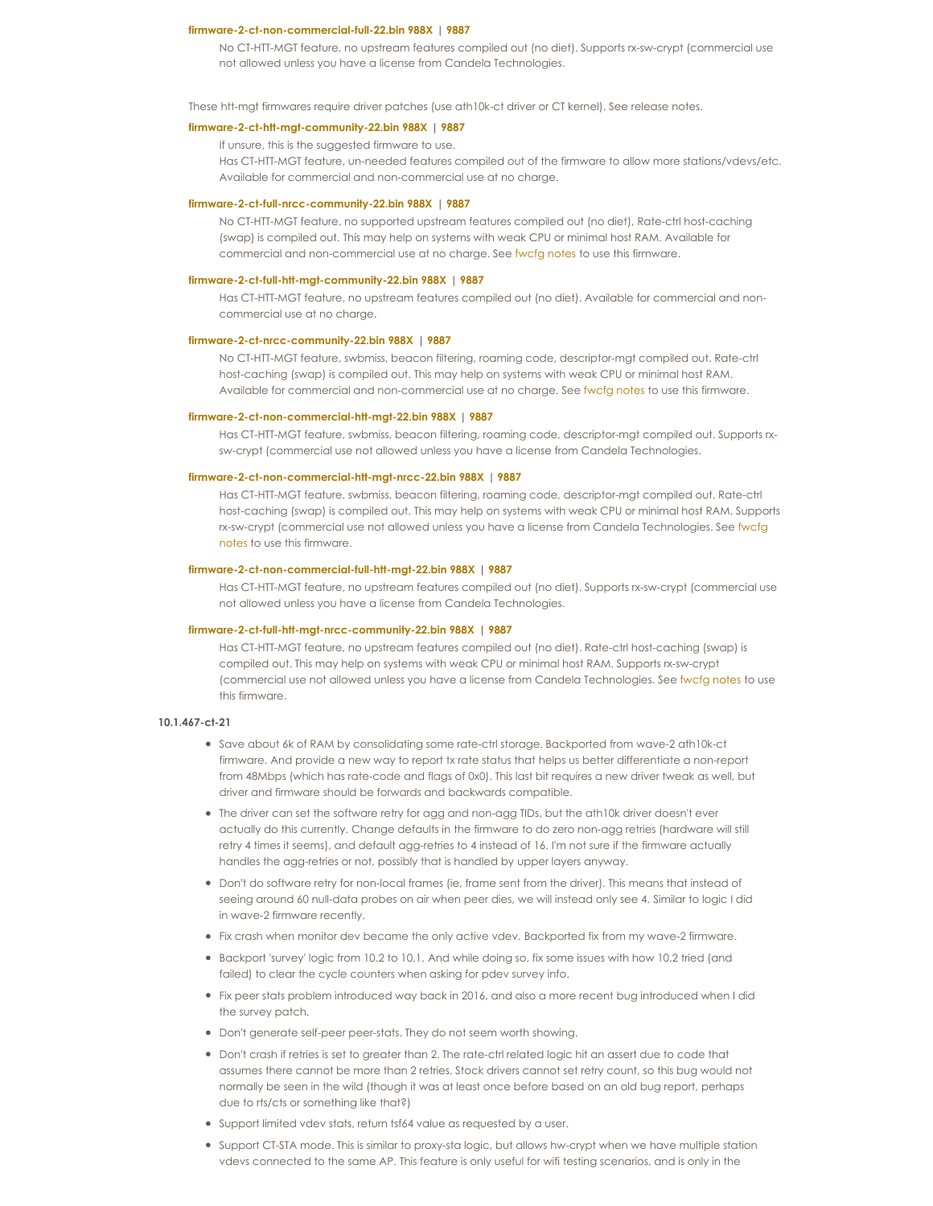**firmware-2-ct-non-commercial-full-22.bin 988X | 9887**

No CT-HTT-MGT feature, no upstream features compiled out (no diet). Supports rx-sw-crypt (commercial use not allowed unless you have a license from Candela Technologies.

These htt-mgt firmwares require driver patches (use ath10k-ct driver or CT kernel). See release notes.

**firmware-2-ct-htt-mgt-community-22.bin 988X | 9887**

If unsure, this is the suggested firmware to use.
Has CT-HTT-MGT feature, un-needed features compiled out of the firmware to allow more stations/vdevs/etc. Available for commercial and non-commercial use at no charge.

**firmware-2-ct-full-nrcc-community-22.bin 988X | 9887**

No CT-HTT-MGT feature, no supported upstream features compiled out (no diet), Rate-ctrl host-caching (swap) is compiled out. This may help on systems with weak CPU or minimal host RAM. Available for commercial and non-commercial use at no charge. See fwcfg notes to use this firmware.

**firmware-2-ct-full-htt-mgt-community-22.bin 988X | 9887**

Has CT-HTT-MGT feature, no upstream features compiled out (no diet). Available for commercial and non-commercial use at no charge.

**firmware-2-ct-nrcc-community-22.bin 988X | 9887**

No CT-HTT-MGT feature, swbmiss, beacon filtering, roaming code, descriptor-mgt compiled out. Rate-ctrl host-caching (swap) is compiled out. This may help on systems with weak CPU or minimal host RAM. Available for commercial and non-commercial use at no charge. See fwcfg notes to use this firmware.

**firmware-2-ct-non-commercial-htt-mgt-22.bin 988X | 9887**

Has CT-HTT-MGT feature, swbmiss, beacon filtering, roaming code, descriptor-mgt compiled out. Supports rx-sw-crypt (commercial use not allowed unless you have a license from Candela Technologies.

**firmware-2-ct-non-commercial-htt-mgt-nrcc-22.bin 988X | 9887**

Has CT-HTT-MGT feature, swbmiss, beacon filtering, roaming code, descriptor-mgt compiled out. Rate-ctrl host-caching (swap) is compiled out. This may help on systems with weak CPU or minimal host RAM. Supports rx-sw-crypt (commercial use not allowed unless you have a license from Candela Technologies. See fwcfg notes to use this firmware.

**firmware-2-ct-non-commercial-full-htt-mgt-22.bin 988X | 9887**

Has CT-HTT-MGT feature, no upstream features compiled out (no diet). Supports rx-sw-crypt (commercial use not allowed unless you have a license from Candela Technologies.

**firmware-2-ct-full-htt-mgt-nrcc-community-22.bin 988X | 9887**

Has CT-HTT-MGT feature, no upstream features compiled out (no diet). Rate-ctrl host-caching (swap) is compiled out. This may help on systems with weak CPU or minimal host RAM. Supports rx-sw-crypt (commercial use not allowed unless you have a license from Candela Technologies. See fwcfg notes to use this firmware.

**10.1.467-ct-21**

- Save about 6k of RAM by consolidating some rate-ctrl storage. Backported from wave-2 ath10k-ct firmware. And provide a new way to report tx rate status that helps us better differentiate a non-report from 48Mbps (which has rate-code and flags of 0x0). This last bit requires a new driver tweak as well, but driver and firmware should be forwards and backwards compatible.
- The driver can set the software retry for agg and non-agg TIDs, but the ath10k driver doesn't ever actually do this currently. Change defaults in the firmware to do zero non-agg retries (hardware will still retry 4 times it seems), and default agg-retries to 4 instead of 16. I'm not sure if the firmware actually handles the agg-retries or not, possibly that is handled by upper layers anyway.
- Don't do software retry for non-local frames (ie, frame sent from the driver). This means that instead of seeing around 60 null-data probes on air when peer dies, we will instead only see 4. Similar to logic I did in wave-2 firmware recently.
- Fix crash when monitor dev became the only active vdev. Backported fix from my wave-2 firmware.
- Backport 'survey' logic from 10.2 to 10.1. And while doing so, fix some issues with how 10.2 tried (and failed) to clear the cycle counters when asking for pdev survey info.
- Fix peer stats problem introduced way back in 2016, and also a more recent bug introduced when I did the survey patch.
- Don't generate self-peer peer-stats. They do not seem worth showing.
- Don't crash if retries is set to greater than 2. The rate-ctrl related logic hit an assert due to code that assumes there cannot be more than 2 retries. Stock drivers cannot set retry count, so this bug would not normally be seen in the wild (though it was at least once before based on an old bug report, perhaps due to rts/cts or something like that?)
- Support limited vdev stats, return tsf64 value as requested by a user.
- Support CT-STA mode. This is similar to proxy-sta logic, but allows hw-crypt when we have multiple station vdevs connected to the same AP. This feature is only useful for wifi testing scenarios, and is only in the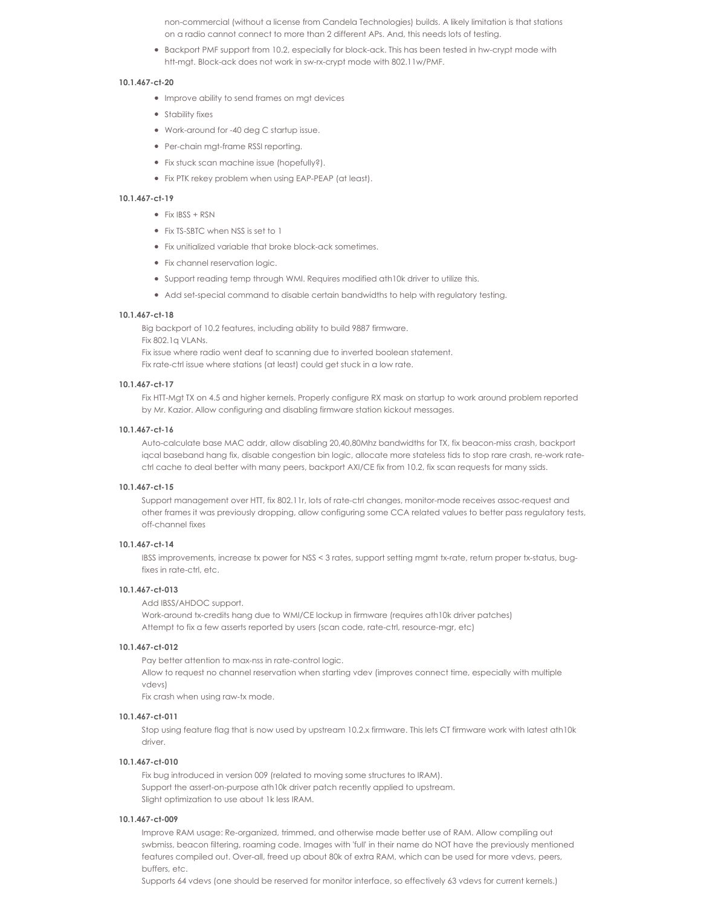non-commercial (without a license from Candela Technologies) builds. A likely limitation is that stations on a radio cannot connect to more than 2 different APs. And, this needs lots of testing.

- Backport PMF support from 10.2, especially for block-ack. This has been tested in hw-crypt mode with htt-mgt. Block-ack does not work in sw-rx-crypt mode with 802.11w/PMF.

**10.1.467-ct-20**

- Improve ability to send frames on mgt devices
- Stability fixes
- Work-around for -40 deg C startup issue.
- Per-chain mgt-frame RSSI reporting.
- Fix stuck scan machine issue (hopefully?).
- Fix PTK rekey problem when using EAP-PEAP (at least).

**10.1.467-ct-19**

- Fix IBSS + RSN
- Fix TS-SBTC when NSS is set to 1
- Fix unitialized variable that broke block-ack sometimes.
- Fix channel reservation logic.
- Support reading temp through WMI. Requires modified ath10k driver to utilize this.
- Add set-special command to disable certain bandwidths to help with regulatory testing.

**10.1.467-ct-18**

Big backport of 10.2 features, including ability to build 9887 firmware.
Fix 802.1q VLANs.
Fix issue where radio went deaf to scanning due to inverted boolean statement.
Fix rate-ctrl issue where stations (at least) could get stuck in a low rate.

**10.1.467-ct-17**

Fix HTT-Mgt TX on 4.5 and higher kernels. Properly configure RX mask on startup to work around problem reported by Mr. Kazior. Allow configuring and disabling firmware station kickout messages.

**10.1.467-ct-16**

Auto-calculate base MAC addr, allow disabling 20,40,80Mhz bandwidths for TX, fix beacon-miss crash, backport iqcal baseband hang fix, disable congestion bin logic, allocate more stateless tids to stop rare crash, re-work rate-ctrl cache to deal better with many peers, backport AXI/CE fix from 10.2, fix scan requests for many ssids.

**10.1.467-ct-15**

Support management over HTT, fix 802.11r, lots of rate-ctrl changes, monitor-mode receives assoc-request and other frames it was previously dropping, allow configuring some CCA related values to better pass regulatory tests, off-channel fixes

**10.1.467-ct-14**

IBSS improvements, increase tx power for NSS < 3 rates, support setting mgmt tx-rate, return proper tx-status, bug-fixes in rate-ctrl, etc.

**10.1.467-ct-013**

Add IBSS/AHDOC support.
Work-around tx-credits hang due to WMI/CE lockup in firmware (requires ath10k driver patches)
Attempt to fix a few asserts reported by users (scan code, rate-ctrl, resource-mgr, etc)

**10.1.467-ct-012**

Pay better attention to max-nss in rate-control logic.
Allow to request no channel reservation when starting vdev (improves connect time, especially with multiple vdevs)
Fix crash when using raw-tx mode.

**10.1.467-ct-011**

Stop using feature flag that is now used by upstream 10.2.x firmware. This lets CT firmware work with latest ath10k driver.

**10.1.467-ct-010**

Fix bug introduced in version 009 (related to moving some structures to IRAM).
Support the assert-on-purpose ath10k driver patch recently applied to upstream.
Slight optimization to use about 1k less IRAM.

**10.1.467-ct-009**

Improve RAM usage: Re-organized, trimmed, and otherwise made better use of RAM. Allow compiling out swbmiss, beacon filtering, roaming code. Images with 'full' in their name do NOT have the previously mentioned features compiled out. Over-all, freed up about 80k of extra RAM, which can be used for more vdevs, peers, buffers, etc.
Supports 64 vdevs (one should be reserved for monitor interface, so effectively 63 vdevs for current kernels.)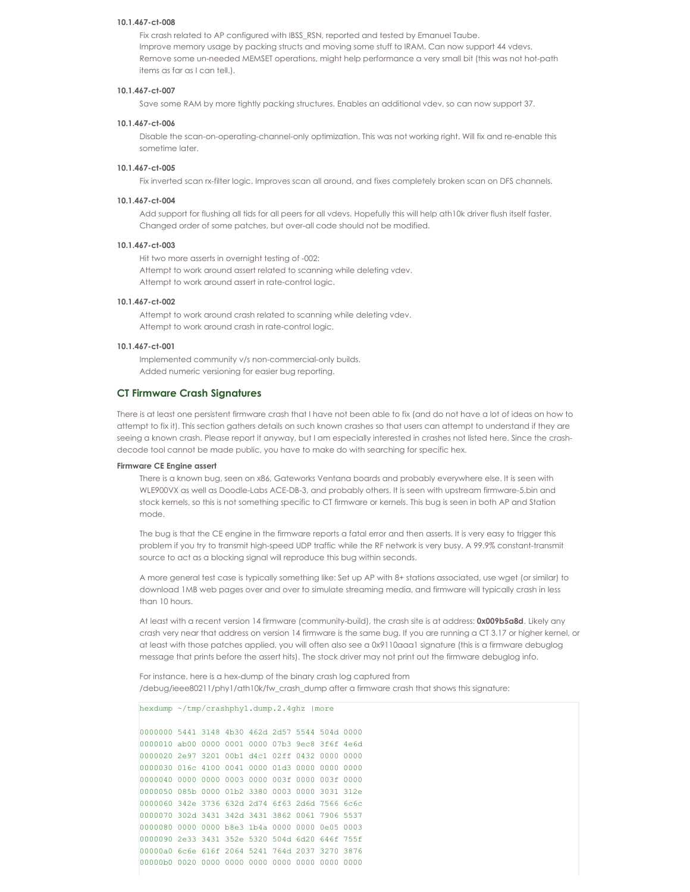#### 10.1.467-ct-008

Fix crash related to AP configured with IBSS_RSN, reported and tested by Emanuel Taube.
Improve memory usage by packing structs and moving some stuff to IRAM. Can now support 44 vdevs.
Remove some un-needed MEMSET operations, might help performance a very small bit (this was not hot-path items as far as I can tell.).

#### 10.1.467-ct-007

Save some RAM by more tightly packing structures. Enables an additional vdev, so can now support 37.

#### 10.1.467-ct-006

Disable the scan-on-operating-channel-only optimization. This was not working right. Will fix and re-enable this sometime later.

#### 10.1.467-ct-005

Fix inverted scan rx-filter logic. Improves scan all around, and fixes completely broken scan on DFS channels.

#### 10.1.467-ct-004

Add support for flushing all tids for all peers for all vdevs. Hopefully this will help ath10k driver flush itself faster.
Changed order of some patches, but over-all code should not be modified.

#### 10.1.467-ct-003

Hit two more asserts in overnight testing of -002:
Attempt to work around assert related to scanning while deleting vdev.
Attempt to work around assert in rate-control logic.

#### 10.1.467-ct-002

Attempt to work around crash related to scanning while deleting vdev.
Attempt to work around crash in rate-control logic.

#### 10.1.467-ct-001

Implemented community v/s non-commercial-only builds.
Added numeric versioning for easier bug reporting.

## CT Firmware Crash Signatures

There is at least one persistent firmware crash that I have not been able to fix (and do not have a lot of ideas on how to attempt to fix it). This section gathers details on such known crashes so that users can attempt to understand if they are seeing a known crash. Please report it anyway, but I am especially interested in crashes not listed here. Since the crash-decode tool cannot be made public, you have to make do with searching for specific hex.

#### Firmware CE Engine assert

There is a known bug, seen on x86, Gateworks Ventana boards and probably everywhere else. It is seen with WLE900VX as well as Doodle-Labs ACE-DB-3, and probably others. It is seen with upstream firmware-5.bin and stock kernels, so this is not something specific to CT firmware or kernels. This bug is seen in both AP and Station mode.

The bug is that the CE engine in the firmware reports a fatal error and then asserts. It is very easy to trigger this problem if you try to transmit high-speed UDP traffic while the RF network is very busy. A 99.9% constant-transmit source to act as a blocking signal will reproduce this bug within seconds.

A more general test case is typically something like: Set up AP with 8+ stations associated, use wget (or similar) to download 1MB web pages over and over to simulate streaming media, and firmware will typically crash in less than 10 hours.

At least with a recent version 14 firmware (community-build), the crash site is at address: **0x009b5a8d**. Likely any crash very near that address on version 14 firmware is the same bug. If you are running a CT 3.17 or higher kernel, or at least with those patches applied, you will often also see a 0x9110aaa1 signature (this is a firmware debuglog message that prints before the assert hits). The stock driver may not print out the firmware debuglog info.

For instance, here is a hex-dump of the binary crash log captured from /debug/ieee80211/phy1/ath10k/fw_crash_dump after a firmware crash that shows this signature:

```
hexdump ~/tmp/crashphy1.dump.2.4ghz |more

0000000 5441 3148 4b30 462d 2d57 5544 504d 0000
0000010 ab00 0000 0001 0000 07b3 9ec8 3f6f 4e6d
0000020 2e97 3201 00b1 d4c1 02ff 0432 0000 0000
0000030 016c 4100 0041 0000 01d3 0000 0000 0000
0000040 0000 0000 0003 0000 003f 0000 003f 0000
0000050 085b 0000 01b2 3380 0003 0000 3031 312e
0000060 342e 3736 632d 2d74 6f63 2d6d 7566 6c6c
0000070 302d 3431 342d 3431 3862 0061 7906 5537
0000080 0000 0000 b8e3 1b4a 0000 0000 0e05 0003
0000090 2e33 3431 352e 5320 504d 6d20 646f 755f
00000a0 6c6e 616f 2064 5241 764d 2037 3270 3876
00000b0 0020 0000 0000 0000 0000 0000 0000 0000
```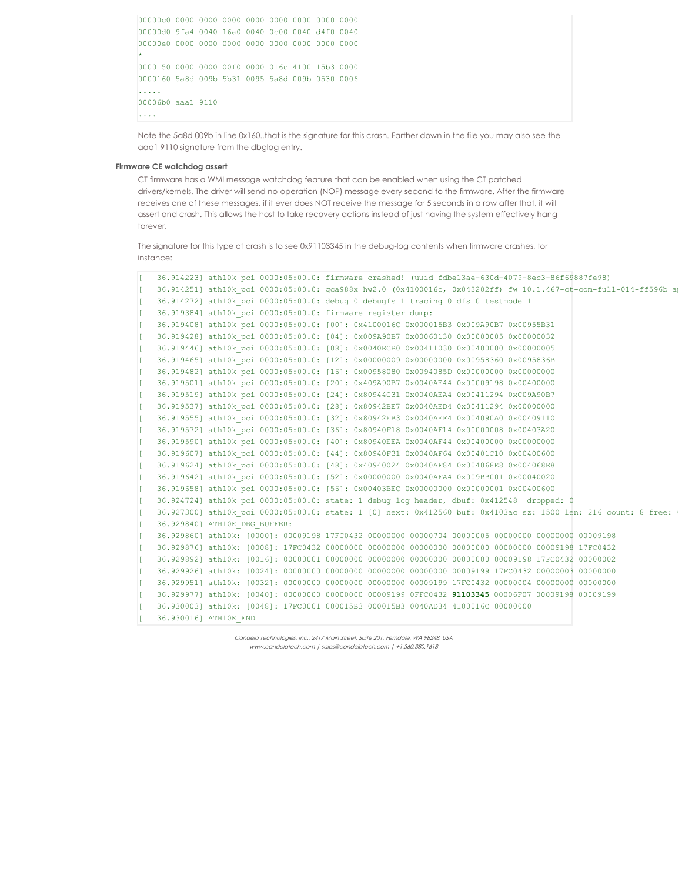```
00000c0 0000 0000 0000 0000 0000 0000 0000 0000
00000d0 9fa4 0040 16a0 0040 0c00 0040 d4f0 0040
00000e0 0000 0000 0000 0000 0000 0000 0000 0000
*
0000150 0000 0000 00f0 0000 016c 4100 15b3 0000
0000160 5a8d 009b 5b31 0095 5a8d 009b 0530 0006
.....
00006b0 aaa1 9110
....
```

Note the 5a8d 009b in line 0x160..that is the signature for this crash. Farther down in the file you may also see the aaa1 9110 signature from the dbglog entry.

**Firmware CE watchdog assert**

CT firmware has a WMI message watchdog feature that can be enabled when using the CT patched drivers/kernels. The driver will send no-operation (NOP) message every second to the firmware. After the firmware receives one of these messages, if it ever does NOT receive the message for 5 seconds in a row after that, it will assert and crash. This allows the host to take recovery actions instead of just having the system effectively hang forever.

The signature for this type of crash is to see 0x91103345 in the debug-log contents when firmware crashes, for instance:

```
[   36.914223] ath10k_pci 0000:05:00.0: firmware crashed! (uuid fdbe13ae-630d-4079-8ec3-86f69887fe98)
[   36.914251] ath10k_pci 0000:05:00.0: qca988x hw2.0 (0x4100016c, 0x043202ff) fw 10.1.467-ct-com-full-014-ff596b ap
[   36.914272] ath10k_pci 0000:05:00.0: debug 0 debugfs 1 tracing 0 dfs 0 testmode 1
[   36.919384] ath10k_pci 0000:05:00.0: firmware register dump:
[   36.919408] ath10k_pci 0000:05:00.0: [00]: 0x4100016C 0x000015B3 0x009A90B7 0x00955B31
[   36.919428] ath10k_pci 0000:05:00.0: [04]: 0x009A90B7 0x00060130 0x00000005 0x00000032
[   36.919446] ath10k_pci 0000:05:00.0: [08]: 0x0040ECB0 0x00411030 0x00400000 0x00000005
[   36.919465] ath10k_pci 0000:05:00.0: [12]: 0x00000009 0x00000000 0x00958360 0x0095836B
[   36.919482] ath10k_pci 0000:05:00.0: [16]: 0x00958080 0x0094085D 0x00000000 0x00000000
[   36.919501] ath10k_pci 0000:05:00.0: [20]: 0x409A90B7 0x0040AE44 0x00009198 0x00400000
[   36.919519] ath10k_pci 0000:05:00.0: [24]: 0x80944C31 0x0040AEA4 0x00411294 0xC09A90B7
[   36.919537] ath10k_pci 0000:05:00.0: [28]: 0x80942BE7 0x0040AED4 0x00411294 0x00000000
[   36.919555] ath10k_pci 0000:05:00.0: [32]: 0x80942EB3 0x0040AEF4 0x004090A0 0x00409110
[   36.919572] ath10k_pci 0000:05:00.0: [36]: 0x80940F18 0x0040AF14 0x00000008 0x00403A20
[   36.919590] ath10k_pci 0000:05:00.0: [40]: 0x80940EEA 0x0040AF44 0x00400000 0x00000000
[   36.919607] ath10k_pci 0000:05:00.0: [44]: 0x80940F31 0x0040AF64 0x00401C10 0x00400600
[   36.919624] ath10k_pci 0000:05:00.0: [48]: 0x40940024 0x0040AF84 0x004068E8 0x004068E8
[   36.919642] ath10k_pci 0000:05:00.0: [52]: 0x00000000 0x0040AFA4 0x009BB001 0x00040020
[   36.919658] ath10k_pci 0000:05:00.0: [56]: 0x00403BEC 0x00000000 0x00000001 0x00400600
[   36.924724] ath10k_pci 0000:05:00.0: state: 1 debug log header, dbuf: 0x412548  dropped: 0
[   36.927300] ath10k_pci 0000:05:00.0: state: 1 [0] next: 0x412560 buf: 0x4103ac sz: 1500 len: 216 count: 8 free: (
[   36.929840] ATH10K_DBG_BUFFER:
[   36.929860] ath10k: [0000]: 00009198 17FC0432 00000000 00000704 00000005 00000000 00000000 00009198
[   36.929876] ath10k: [0008]: 17FC0432 00000000 00000000 00000000 00000000 00000000 00009198 17FC0432
[   36.929892] ath10k: [0016]: 00000001 00000000 00000000 00000000 00000000 00009198 17FC0432 00000002
[   36.929926] ath10k: [0024]: 00000000 00000000 00000000 00000000 00009199 17FC0432 00000003 00000000
[   36.929951] ath10k: [0032]: 00000000 00000000 00000000 00009199 17FC0432 00000004 00000000 00000000
[   36.929977] ath10k: [0040]: 00000000 00000000 00009199 0FFC0432 91103345 00006F07 00009198 00009199
[   36.930003] ath10k: [0048]: 17FC0001 000015B3 000015B3 0040AD34 4100016C 00000000
[   36.930016] ATH10K_END
```